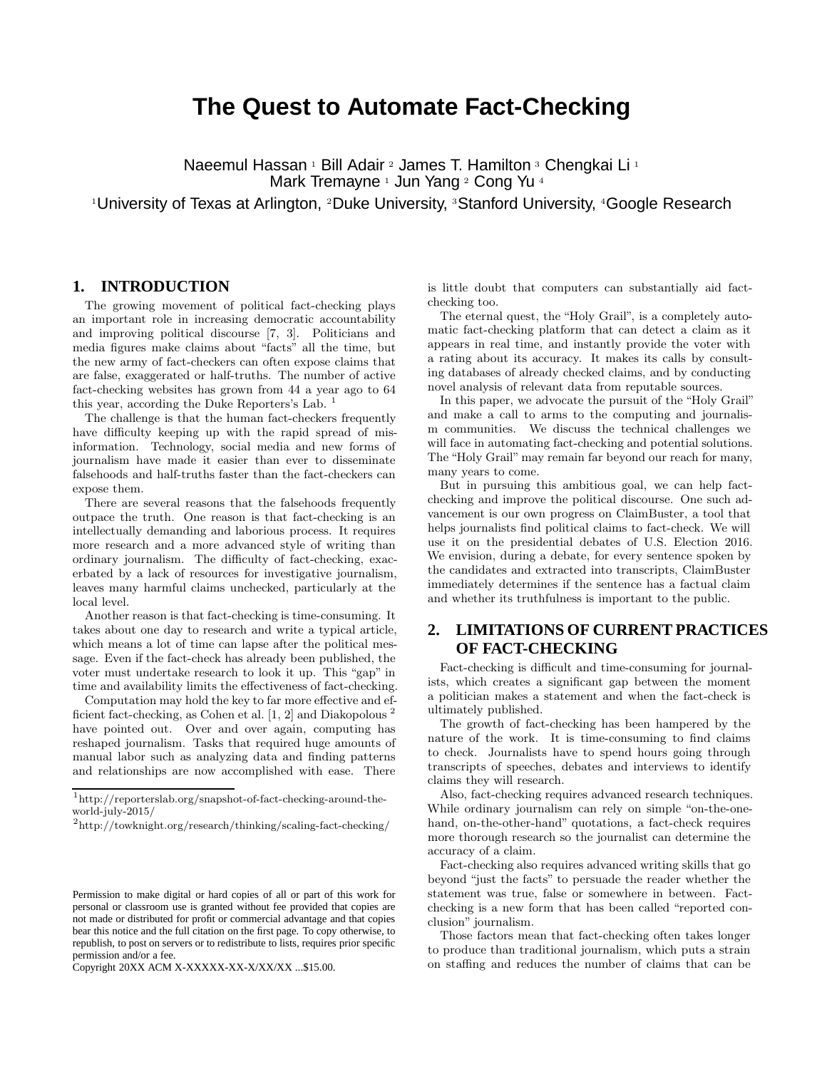# The Quest to Automate Fact-Checking

Naeemul Hassan [1] Bill Adair [2] James T. Hamilton [3] Chengkai Li [1]
Mark Tremayne [1] Jun Yang [2] Cong Yu [4]

[1]University of Texas at Arlington, [2]Duke University, [3]Stanford University, [4]Google Research

## 1. INTRODUCTION

The growing movement of political fact-checking plays an important role in increasing democratic accountability and improving political discourse [7, 3]. Politicians and media figures make claims about "facts" all the time, but the new army of fact-checkers can often expose claims that are false, exaggerated or half-truths. The number of active fact-checking websites has grown from 44 a year ago to 64 this year, according the Duke Reporters's Lab. [1]

The challenge is that the human fact-checkers frequently have difficulty keeping up with the rapid spread of misinformation. Technology, social media and new forms of journalism have made it easier than ever to disseminate falsehoods and half-truths faster than the fact-checkers can expose them.

There are several reasons that the falsehoods frequently outpace the truth. One reason is that fact-checking is an intellectually demanding and laborious process. It requires more research and a more advanced style of writing than ordinary journalism. The difficulty of fact-checking, exacerbated by a lack of resources for investigative journalism, leaves many harmful claims unchecked, particularly at the local level.

Another reason is that fact-checking is time-consuming. It takes about one day to research and write a typical article, which means a lot of time can lapse after the political message. Even if the fact-check has already been published, the voter must undertake research to look it up. This "gap" in time and availability limits the effectiveness of fact-checking.

Computation may hold the key to far more effective and efficient fact-checking, as Cohen et al. [1, 2] and Diakopolous [2] have pointed out. Over and over again, computing has reshaped journalism. Tasks that required huge amounts of manual labor such as analyzing data and finding patterns and relationships are now accomplished with ease. There is little doubt that computers can substantially aid fact-checking too.

The eternal quest, the "Holy Grail", is a completely automatic fact-checking platform that can detect a claim as it appears in real time, and instantly provide the voter with a rating about its accuracy. It makes its calls by consulting databases of already checked claims, and by conducting novel analysis of relevant data from reputable sources.

In this paper, we advocate the pursuit of the "Holy Grail" and make a call to arms to the computing and journalism communities. We discuss the technical challenges we will face in automating fact-checking and potential solutions. The "Holy Grail" may remain far beyond our reach for many, many years to come.

But in pursuing this ambitious goal, we can help fact-checking and improve the political discourse. One such advancement is our own progress on ClaimBuster, a tool that helps journalists find political claims to fact-check. We will use it on the presidential debates of U.S. Election 2016. We envision, during a debate, for every sentence spoken by the candidates and extracted into transcripts, ClaimBuster immediately determines if the sentence has a factual claim and whether its truthfulness is important to the public.

## 2. LIMITATIONS OF CURRENT PRACTICES OF FACT-CHECKING

Fact-checking is difficult and time-consuming for journalists, which creates a significant gap between the moment a politician makes a statement and when the fact-check is ultimately published.

The growth of fact-checking has been hampered by the nature of the work. It is time-consuming to find claims to check. Journalists have to spend hours going through transcripts of speeches, debates and interviews to identify claims they will research.

Also, fact-checking requires advanced research techniques. While ordinary journalism can rely on simple "on-the-one-hand, on-the-other-hand" quotations, a fact-check requires more thorough research so the journalist can determine the accuracy of a claim.

Fact-checking also requires advanced writing skills that go beyond "just the facts" to persuade the reader whether the statement was true, false or somewhere in between. Fact-checking is a new form that has been called "reported conclusion" journalism.

Those factors mean that fact-checking often takes longer to produce than traditional journalism, which puts a strain on staffing and reduces the number of claims that can be

[1] http://reporterslab.org/snapshot-of-fact-checking-around-the-world-july-2015/

[2] http://towknight.org/research/thinking/scaling-fact-checking/

Permission to make digital or hard copies of all or part of this work for personal or classroom use is granted without fee provided that copies are not made or distributed for profit or commercial advantage and that copies bear this notice and the full citation on the first page. To copy otherwise, to republish, to post on servers or to redistribute to lists, requires prior specific permission and/or a fee.
Copyright 20XX ACM X-XXXXX-XX-X/XX/XX ...$15.00.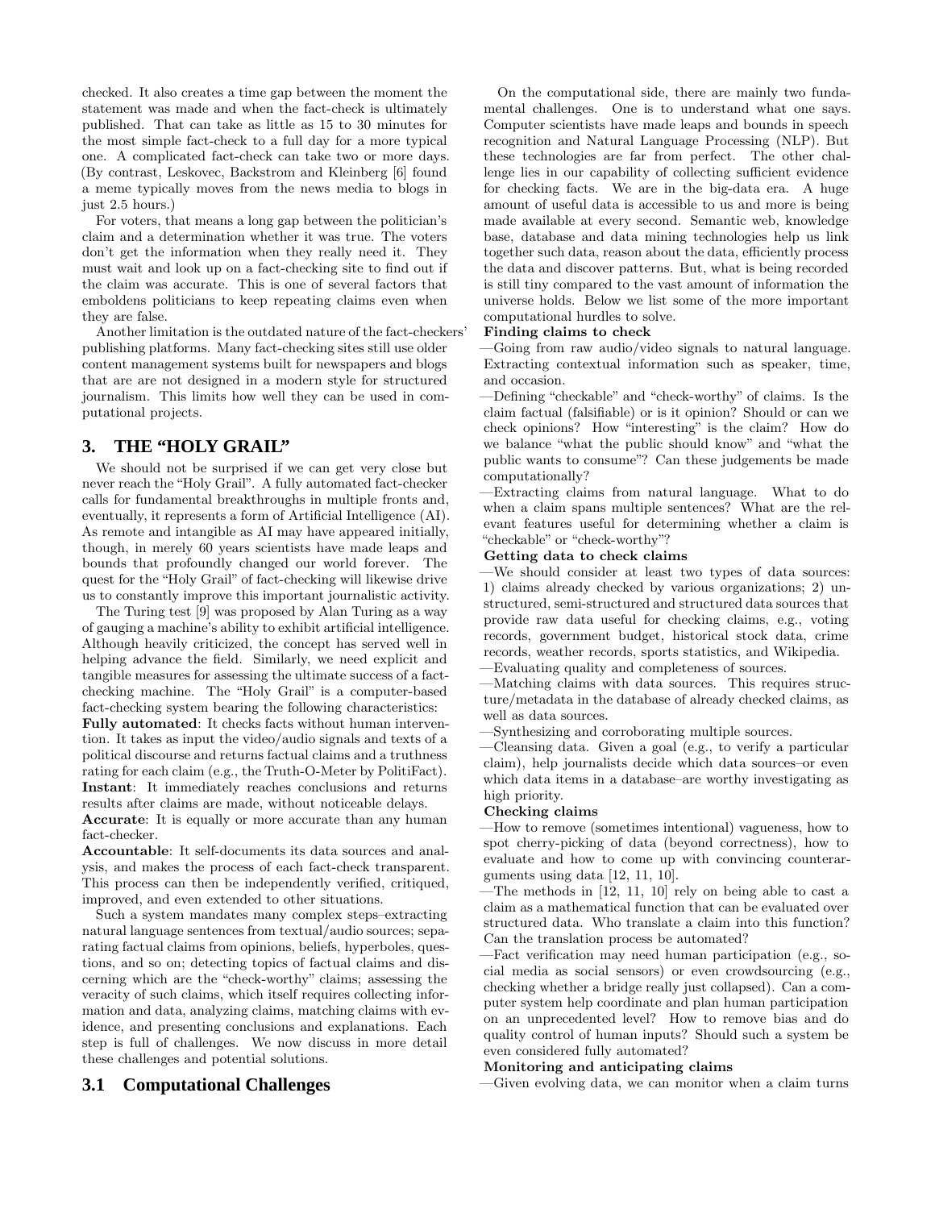checked. It also creates a time gap between the moment the statement was made and when the fact-check is ultimately published. That can take as little as 15 to 30 minutes for the most simple fact-check to a full day for a more typical one. A complicated fact-check can take two or more days. (By contrast, Leskovec, Backstrom and Kleinberg [6] found a meme typically moves from the news media to blogs in just 2.5 hours.)

For voters, that means a long gap between the politician's claim and a determination whether it was true. The voters don't get the information when they really need it. They must wait and look up on a fact-checking site to find out if the claim was accurate. This is one of several factors that emboldens politicians to keep repeating claims even when they are false.

Another limitation is the outdated nature of the fact-checkers' publishing platforms. Many fact-checking sites still use older content management systems built for newspapers and blogs that are are not designed in a modern style for structured journalism. This limits how well they can be used in computational projects.

## 3. THE "HOLY GRAIL"

We should not be surprised if we can get very close but never reach the "Holy Grail". A fully automated fact-checker calls for fundamental breakthroughs in multiple fronts and, eventually, it represents a form of Artificial Intelligence (AI). As remote and intangible as AI may have appeared initially, though, in merely 60 years scientists have made leaps and bounds that profoundly changed our world forever. The quest for the "Holy Grail" of fact-checking will likewise drive us to constantly improve this important journalistic activity.

The Turing test [9] was proposed by Alan Turing as a way of gauging a machine's ability to exhibit artificial intelligence. Although heavily criticized, the concept has served well in helping advance the field. Similarly, we need explicit and tangible measures for assessing the ultimate success of a fact-checking machine. The "Holy Grail" is a computer-based fact-checking system bearing the following characteristics:

**Fully automated**: It checks facts without human intervention. It takes as input the video/audio signals and texts of a political discourse and returns factual claims and a truthness rating for each claim (e.g., the Truth-O-Meter by PolitiFact).

**Instant**: It immediately reaches conclusions and returns results after claims are made, without noticeable delays.

**Accurate**: It is equally or more accurate than any human fact-checker.

**Accountable**: It self-documents its data sources and analysis, and makes the process of each fact-check transparent. This process can then be independently verified, critiqued, improved, and even extended to other situations.

Such a system mandates many complex steps–extracting natural language sentences from textual/audio sources; separating factual claims from opinions, beliefs, hyperboles, questions, and so on; detecting topics of factual claims and discerning which are the "check-worthy" claims; assessing the veracity of such claims, which itself requires collecting information and data, analyzing claims, matching claims with evidence, and presenting conclusions and explanations. Each step is full of challenges. We now discuss in more detail these challenges and potential solutions.

### 3.1 Computational Challenges

On the computational side, there are mainly two fundamental challenges. One is to understand what one says. Computer scientists have made leaps and bounds in speech recognition and Natural Language Processing (NLP). But these technologies are far from perfect. The other challenge lies in our capability of collecting sufficient evidence for checking facts. We are in the big-data era. A huge amount of useful data is accessible to us and more is being made available at every second. Semantic web, knowledge base, database and data mining technologies help us link together such data, reason about the data, efficiently process the data and discover patterns. But, what is being recorded is still tiny compared to the vast amount of information the universe holds. Below we list some of the more important computational hurdles to solve.

**Finding claims to check**

—Going from raw audio/video signals to natural language. Extracting contextual information such as speaker, time, and occasion.

—Defining "checkable" and "check-worthy" of claims. Is the claim factual (falsifiable) or is it opinion? Should or can we check opinions? How "interesting" is the claim? How do we balance "what the public should know" and "what the public wants to consume"? Can these judgements be made computationally?

—Extracting claims from natural language. What to do when a claim spans multiple sentences? What are the relevant features useful for determining whether a claim is "checkable" or "check-worthy"?

**Getting data to check claims**

—We should consider at least two types of data sources: 1) claims already checked by various organizations; 2) unstructured, semi-structured and structured data sources that provide raw data useful for checking claims, e.g., voting records, government budget, historical stock data, crime records, weather records, sports statistics, and Wikipedia.

—Evaluating quality and completeness of sources.

—Matching claims with data sources. This requires structure/metadata in the database of already checked claims, as well as data sources.

—Synthesizing and corroborating multiple sources.

—Cleansing data. Given a goal (e.g., to verify a particular claim), help journalists decide which data sources–or even which data items in a database–are worthy investigating as high priority.

**Checking claims**

—How to remove (sometimes intentional) vagueness, how to spot cherry-picking of data (beyond correctness), how to evaluate and how to come up with convincing counterarguments using data [12, 11, 10].

—The methods in [12, 11, 10] rely on being able to cast a claim as a mathematical function that can be evaluated over structured data. Who translate a claim into this function? Can the translation process be automated?

—Fact verification may need human participation (e.g., social media as social sensors) or even crowdsourcing (e.g., checking whether a bridge really just collapsed). Can a computer system help coordinate and plan human participation on an unprecedented level? How to remove bias and do quality control of human inputs? Should such a system be even considered fully automated?

**Monitoring and anticipating claims**

—Given evolving data, we can monitor when a claim turns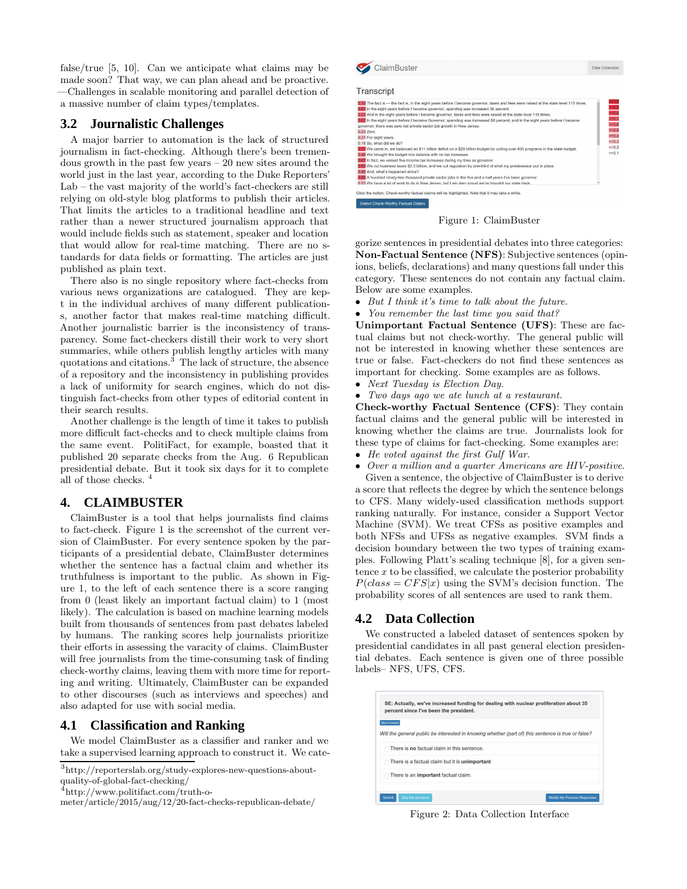false/true [5, 10]. Can we anticipate what claims may be made soon? That way, we can plan ahead and be proactive. —Challenges in scalable monitoring and parallel detection of a massive number of claim types/templates.

## 3.2 Journalistic Challenges

A major barrier to automation is the lack of structured journalism in fact-checking. Although there's been tremendous growth in the past few years – 20 new sites around the world just in the last year, according to the Duke Reporters' Lab – the vast majority of the world's fact-checkers are still relying on old-style blog platforms to publish their articles. That limits the articles to a traditional headline and text rather than a newer structured journalism approach that would include fields such as statement, speaker and location that would allow for real-time matching. There are no standards for data fields or formatting. The articles are just published as plain text.

There also is no single repository where fact-checks from various news organizations are catalogued. They are kept in the individual archives of many different publications, another factor that makes real-time matching difficult. Another journalistic barrier is the inconsistency of transparency. Some fact-checkers distill their work to very short summaries, while others publish lengthy articles with many quotations and citations.[3] The lack of structure, the absence of a repository and the inconsistency in publishing provides a lack of uniformity for search engines, which do not distinguish fact-checks from other types of editorial content in their search results.

Another challenge is the length of time it takes to publish more difficult fact-checks and to check multiple claims from the same event. PolitiFact, for example, boasted that it published 20 separate checks from the Aug. 6 Republican presidential debate. But it took six days for it to complete all of those checks. [4]

# 4. CLAIMBUSTER

ClaimBuster is a tool that helps journalists find claims to fact-check. Figure 1 is the screenshot of the current version of ClaimBuster. For every sentence spoken by the participants of a presidential debate, ClaimBuster determines whether the sentence has a factual claim and whether its truthfulness is important to the public. As shown in Figure 1, to the left of each sentence there is a score ranging from 0 (least likely an important factual claim) to 1 (most likely). The calculation is based on machine learning models built from thousands of sentences from past debates labeled by humans. The ranking scores help journalists prioritize their efforts in assessing the varacity of claims. ClaimBuster will free journalists from the time-consuming task of finding check-worthy claims, leaving them with more time for reporting and writing. Ultimately, ClaimBuster can be expanded to other discourses (such as interviews and speeches) and also adapted for use with social media.

## 4.1 Classification and Ranking

We model ClaimBuster as a classifier and ranker and we take a supervised learning approach to construct it. We categorize sentences in presidential debates into three categories: **Non-Factual Sentence (NFS)**: Subjective sentences (opinions, beliefs, declarations) and many questions fall under this category. These sentences do not contain any factual claim. Below are some examples.

- *But I think it's time to talk about the future.*
- *You remember the last time you said that?*

**Unimportant Factual Sentence (UFS)**: These are factual claims but not check-worthy. The general public will not be interested in knowing whether these sentences are true or false. Fact-checkers do not find these sentences as important for checking. Some examples are as follows.

- *Next Tuesday is Election Day.*
- *Two days ago we ate lunch at a restaurant.*

**Check-worthy Factual Sentence (CFS)**: They contain factual claims and the general public will be interested in knowing whether the claims are true. Journalists look for these type of claims for fact-checking. Some examples are:

- *He voted against the first Gulf War.*
- *Over a million and a quarter Americans are HIV-positive.*

Given a sentence, the objective of ClaimBuster is to derive a score that reflects the degree by which the sentence belongs to CFS. Many widely-used classification methods support ranking naturally. For instance, consider a Support Vector Machine (SVM). We treat CFSs as positive examples and both NFSs and UFSs as negative examples. SVM finds a decision boundary between the two types of training examples. Following Platt's scaling technique [8], for a given sentence $x$ to be classified, we calculate the posterior probability $P(class = CFS|x)$ using the SVM's decision function. The probability scores of all sentences are used to rank them.

Figure 1: ClaimBuster

## 4.2 Data Collection

We constructed a labeled dataset of sentences spoken by presidential candidates in all past general election presidential debates. Each sentence is given one of three possible labels– NFS, UFS, CFS.

Figure 2: Data Collection Interface

[3] http://reporterslab.org/study-explores-new-questions-about-quality-of-global-fact-checking/

[4] http://www.politifact.com/truth-o-meter/article/2015/aug/12/20-fact-checks-republican-debate/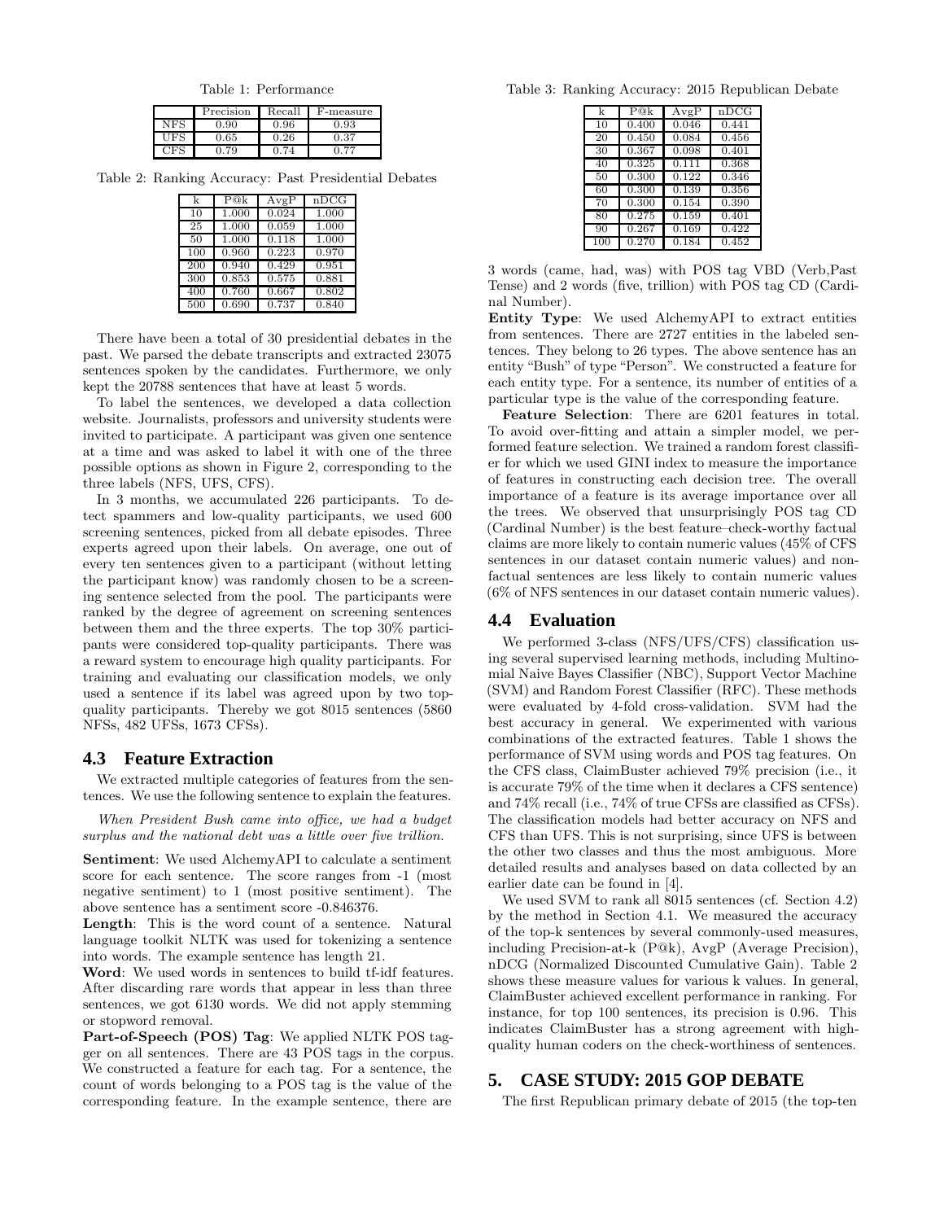Table 1: Performance

| | Precision | Recall | F-measure |
|---|---|---|---|
| NFS | 0.90 | 0.96 | 0.93 |
| UFS | 0.65 | 0.26 | 0.37 |
| CFS | 0.79 | 0.74 | 0.77 |

Table 2: Ranking Accuracy: Past Presidential Debates

| k | P@k | AvgP | nDCG |
|---|---|---|---|
| 10 | 1.000 | 0.024 | 1.000 |
| 25 | 1.000 | 0.059 | 1.000 |
| 50 | 1.000 | 0.118 | 1.000 |
| 100 | 0.960 | 0.223 | 0.970 |
| 200 | 0.940 | 0.429 | 0.951 |
| 300 | 0.853 | 0.575 | 0.881 |
| 400 | 0.760 | 0.667 | 0.802 |
| 500 | 0.690 | 0.737 | 0.840 |

There have been a total of 30 presidential debates in the past. We parsed the debate transcripts and extracted 23075 sentences spoken by the candidates. Furthermore, we only kept the 20788 sentences that have at least 5 words.

To label the sentences, we developed a data collection website. Journalists, professors and university students were invited to participate. A participant was given one sentence at a time and was asked to label it with one of the three possible options as shown in Figure 2, corresponding to the three labels (NFS, UFS, CFS).

In 3 months, we accumulated 226 participants. To detect spammers and low-quality participants, we used 600 screening sentences, picked from all debate episodes. Three experts agreed upon their labels. On average, one out of every ten sentences given to a participant (without letting the participant know) was randomly chosen to be a screening sentence selected from the pool. The participants were ranked by the degree of agreement on screening sentences between them and the three experts. The top 30% participants were considered top-quality participants. There was a reward system to encourage high quality participants. For training and evaluating our classification models, we only used a sentence if its label was agreed upon by two top-quality participants. Thereby we got 8015 sentences (5860 NFSs, 482 UFSs, 1673 CFSs).

## 4.3 Feature Extraction

We extracted multiple categories of features from the sentences. We use the following sentence to explain the features.

*When President Bush came into office, we had a budget surplus and the national debt was a little over five trillion.*

**Sentiment**: We used AlchemyAPI to calculate a sentiment score for each sentence. The score ranges from -1 (most negative sentiment) to 1 (most positive sentiment). The above sentence has a sentiment score -0.846376.

**Length**: This is the word count of a sentence. Natural language toolkit NLTK was used for tokenizing a sentence into words. The example sentence has length 21.

**Word**: We used words in sentences to build tf-idf features. After discarding rare words that appear in less than three sentences, we got 6130 words. We did not apply stemming or stopword removal.

**Part-of-Speech (POS) Tag**: We applied NLTK POS tagger on all sentences. There are 43 POS tags in the corpus. We constructed a feature for each tag. For a sentence, the count of words belonging to a POS tag is the value of the corresponding feature. In the example sentence, there are 3 words (came, had, was) with POS tag VBD (Verb,Past Tense) and 2 words (five, trillion) with POS tag CD (Cardinal Number).

**Entity Type**: We used AlchemyAPI to extract entities from sentences. There are 2727 entities in the labeled sentences. They belong to 26 types. The above sentence has an entity "Bush" of type "Person". We constructed a feature for each entity type. For a sentence, its number of entities of a particular type is the value of the corresponding feature.

**Feature Selection**: There are 6201 features in total. To avoid over-fitting and attain a simpler model, we performed feature selection. We trained a random forest classifier for which we used GINI index to measure the importance of features in constructing each decision tree. The overall importance of a feature is its average importance over all the trees. We observed that unsurprisingly POS tag CD (Cardinal Number) is the best feature–check-worthy factual claims are more likely to contain numeric values (45% of CFS sentences in our dataset contain numeric values) and non-factual sentences are less likely to contain numeric values (6% of NFS sentences in our dataset contain numeric values).

Table 3: Ranking Accuracy: 2015 Republican Debate

| k | P@k | AvgP | nDCG |
|---|---|---|---|
| 10 | 0.400 | 0.046 | 0.441 |
| 20 | 0.450 | 0.084 | 0.456 |
| 30 | 0.367 | 0.098 | 0.401 |
| 40 | 0.325 | 0.111 | 0.368 |
| 50 | 0.300 | 0.122 | 0.346 |
| 60 | 0.300 | 0.139 | 0.356 |
| 70 | 0.300 | 0.154 | 0.390 |
| 80 | 0.275 | 0.159 | 0.401 |
| 90 | 0.267 | 0.169 | 0.422 |
| 100 | 0.270 | 0.184 | 0.452 |

## 4.4 Evaluation

We performed 3-class (NFS/UFS/CFS) classification using several supervised learning methods, including Multinomial Naive Bayes Classifier (NBC), Support Vector Machine (SVM) and Random Forest Classifier (RFC). These methods were evaluated by 4-fold cross-validation. SVM had the best accuracy in general. We experimented with various combinations of the extracted features. Table 1 shows the performance of SVM using words and POS tag features. On the CFS class, ClaimBuster achieved 79% precision (i.e., it is accurate 79% of the time when it declares a CFS sentence) and 74% recall (i.e., 74% of true CFSs are classified as CFSs). The classification models had better accuracy on NFS and CFS than UFS. This is not surprising, since UFS is between the other two classes and thus the most ambiguous. More detailed results and analyses based on data collected by an earlier date can be found in [4].

We used SVM to rank all 8015 sentences (cf. Section 4.2) by the method in Section 4.1. We measured the accuracy of the top-k sentences by several commonly-used measures, including Precision-at-k (P@k), AvgP (Average Precision), nDCG (Normalized Discounted Cumulative Gain). Table 2 shows these measure values for various k values. In general, ClaimBuster achieved excellent performance in ranking. For instance, for top 100 sentences, its precision is 0.96. This indicates ClaimBuster has a strong agreement with high-quality human coders on the check-worthiness of sentences.

# 5. CASE STUDY: 2015 GOP DEBATE

The first Republican primary debate of 2015 (the top-ten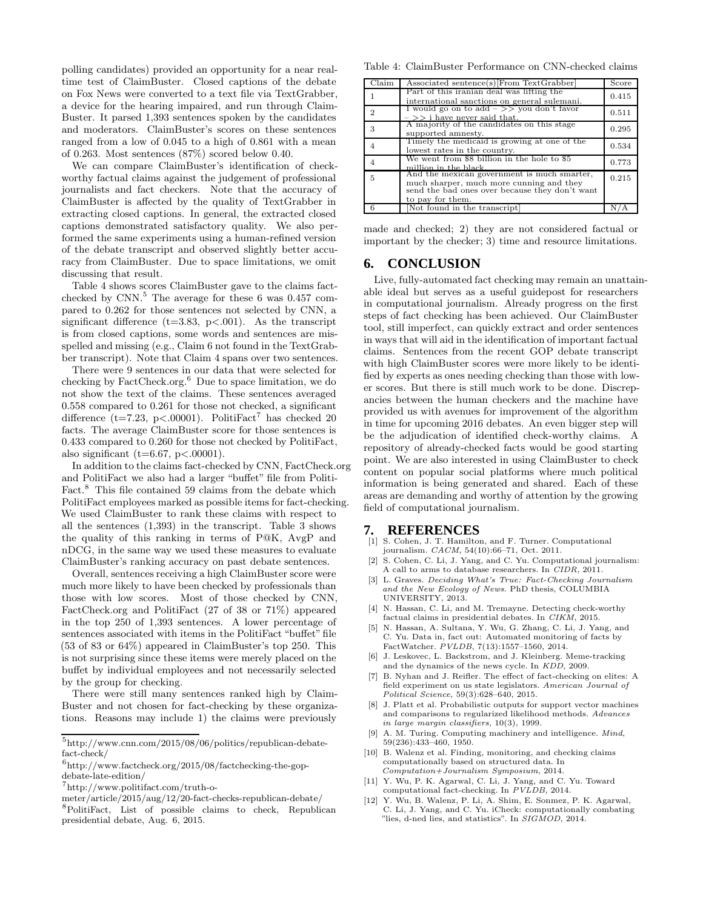polling candidates) provided an opportunity for a near real-time test of ClaimBuster. Closed captions of the debate on Fox News were converted to a text file via TextGrabber, a device for the hearing impaired, and run through ClaimBuster. It parsed 1,393 sentences spoken by the candidates and moderators. ClaimBuster's scores on these sentences ranged from a low of 0.045 to a high of 0.861 with a mean of 0.263. Most sentences (87%) scored below 0.40.

We can compare ClaimBuster's identification of check-worthy factual claims against the judgement of professional journalists and fact checkers. Note that the accuracy of ClaimBuster is affected by the quality of TextGrabber in extracting closed captions. In general, the extracted closed captions demonstrated satisfactory quality. We also performed the same experiments using a human-refined version of the debate transcript and observed slightly better accuracy from ClaimBuster. Due to space limitations, we omit discussing that result.

Table 4 shows scores ClaimBuster gave to the claims fact-checked by CNN.[5] The average for these 6 was 0.457 compared to 0.262 for those sentences not selected by CNN, a significant difference ($t=3.83$, $p<.001$). As the transcript is from closed captions, some words and sentences are misspelled and missing (e.g., Claim 6 not found in the TextGrabber transcript). Note that Claim 4 spans over two sentences.

There were 9 sentences in our data that were selected for checking by FactCheck.org.[6] Due to space limitation, we do not show the text of the claims. These sentences averaged 0.558 compared to 0.261 for those not checked, a significant difference ($t=7.23$, $p<.00001$). PolitiFact[7] has checked 20 facts. The average ClaimBuster score for those sentences is 0.433 compared to 0.260 for those not checked by PolitiFact, also significant ($t=6.67$, $p<.00001$).

In addition to the claims fact-checked by CNN, FactCheck.org and PolitiFact we also had a larger "buffet" file from PolitiFact.[8] This file contained 59 claims from the debate which PolitiFact employees marked as possible items for fact-checking. We used ClaimBuster to rank these claims with respect to all the sentences (1,393) in the transcript. Table 3 shows the quality of this ranking in terms of P@K, AvgP and nDCG, in the same way we used these measures to evaluate ClaimBuster's ranking accuracy on past debate sentences.

Overall, sentences receiving a high ClaimBuster score were much more likely to have been checked by professionals than those with low scores. Most of those checked by CNN, FactCheck.org and PolitiFact (27 of 38 or 71%) appeared in the top 250 of 1,393 sentences. A lower percentage of sentences associated with items in the PolitiFact "buffet" file (53 of 83 or 64%) appeared in ClaimBuster's top 250. This is not surprising since these items were merely placed on the buffet by individual employees and not necessarily selected by the group for checking.

There were still many sentences ranked high by ClaimBuster and not chosen for fact-checking by these organizations. Reasons may include 1) the claims were previously made and checked; 2) they are not considered factual or important by the checker; 3) time and resource limitations.

Table 4: ClaimBuster Performance on CNN-checked claims

| Claim | Associated sentence(s)[From TextGrabber] | Score |
|---|---|---|
| 1 | Part of this iranian deal was lifting the international sanctions on general sulemani. | 0.415 |
| 2 | I would go on to add – >> you don't favor – >> i have never said that. | 0.511 |
| 3 | A majority of the candidates on this stage supported amnesty. | 0.295 |
| 4 | Timely the medicaid is growing at one of the lowest rates in the country. | 0.534 |
| 4 | We went from $8 billion in the hole to $5 million in the black. | 0.773 |
| 5 | And the mexican government is much smarter, much sharper, much more cunning and they send the bad ones over because they don't want to pay for them. | 0.215 |
| 6 | [Not found in the transcript] | N/A |

## 6. CONCLUSION

Live, fully-automated fact checking may remain an unattainable ideal but serves as a useful guidepost for researchers in computational journalism. Already progress on the first steps of fact checking has been achieved. Our ClaimBuster tool, still imperfect, can quickly extract and order sentences in ways that will aid in the identification of important factual claims. Sentences from the recent GOP debate transcript with high ClaimBuster scores were more likely to be identified by experts as ones needing checking than those with lower scores. But there is still much work to be done. Discrepancies between the human checkers and the machine have provided us with avenues for improvement of the algorithm in time for upcoming 2016 debates. An even bigger step will be the adjudication of identified check-worthy claims. A repository of already-checked facts would be good starting point. We are also interested in using ClaimBuster to check content on popular social platforms where much political information is being generated and shared. Each of these areas are demanding and worthy of attention by the growing field of computational journalism.

## 7. REFERENCES

[1] S. Cohen, J. T. Hamilton, and F. Turner. Computational journalism. *CACM*, 54(10):66–71, Oct. 2011.

[2] S. Cohen, C. Li, J. Yang, and C. Yu. Computational journalism: A call to arms to database researchers. In *CIDR*, 2011.

[3] L. Graves. *Deciding What's True: Fact-Checking Journalism and the New Ecology of News*. PhD thesis, COLUMBIA UNIVERSITY, 2013.

[4] N. Hassan, C. Li, and M. Tremayne. Detecting check-worthy factual claims in presidential debates. In *CIKM*, 2015.

[5] N. Hassan, A. Sultana, Y. Wu, G. Zhang, C. Li, J. Yang, and C. Yu. Data in, fact out: Automated monitoring of facts by FactWatcher. *PVLDB*, 7(13):1557–1560, 2014.

[6] J. Leskovec, L. Backstrom, and J. Kleinberg. Meme-tracking and the dynamics of the news cycle. In *KDD*, 2009.

[7] B. Nyhan and J. Reifler. The effect of fact-checking on elites: A field experiment on us state legislators. *American Journal of Political Science*, 59(3):628–640, 2015.

[8] J. Platt et al. Probabilistic outputs for support vector machines and comparisons to regularized likelihood methods. *Advances in large margin classifiers*, 10(3), 1999.

[9] A. M. Turing. Computing machinery and intelligence. *Mind*, 59(236):433–460, 1950.

[10] B. Walenz et al. Finding, monitoring, and checking claims computationally based on structured data. In *Computation+Journalism Symposium*, 2014.

[11] Y. Wu, P. K. Agarwal, C. Li, J. Yang, and C. Yu. Toward computational fact-checking. In *PVLDB*, 2014.

[12] Y. Wu, B. Walenz, P. Li, A. Shim, E. Sonmez, P. K. Agarwal, C. Li, J. Yang, and C. Yu. iCheck: computationally combating "lies, d-ned lies, and statistics". In *SIGMOD*, 2014.

---

[5] http://www.cnn.com/2015/08/06/politics/republican-debate-fact-check/

[6] http://www.factcheck.org/2015/08/factchecking-the-gop-debate-late-edition/

[7] http://www.politifact.com/truth-o-meter/article/2015/aug/12/20-fact-checks-republican-debate/

[8] PolitiFact, List of possible claims to check, Republican presidential debate, Aug. 6, 2015.